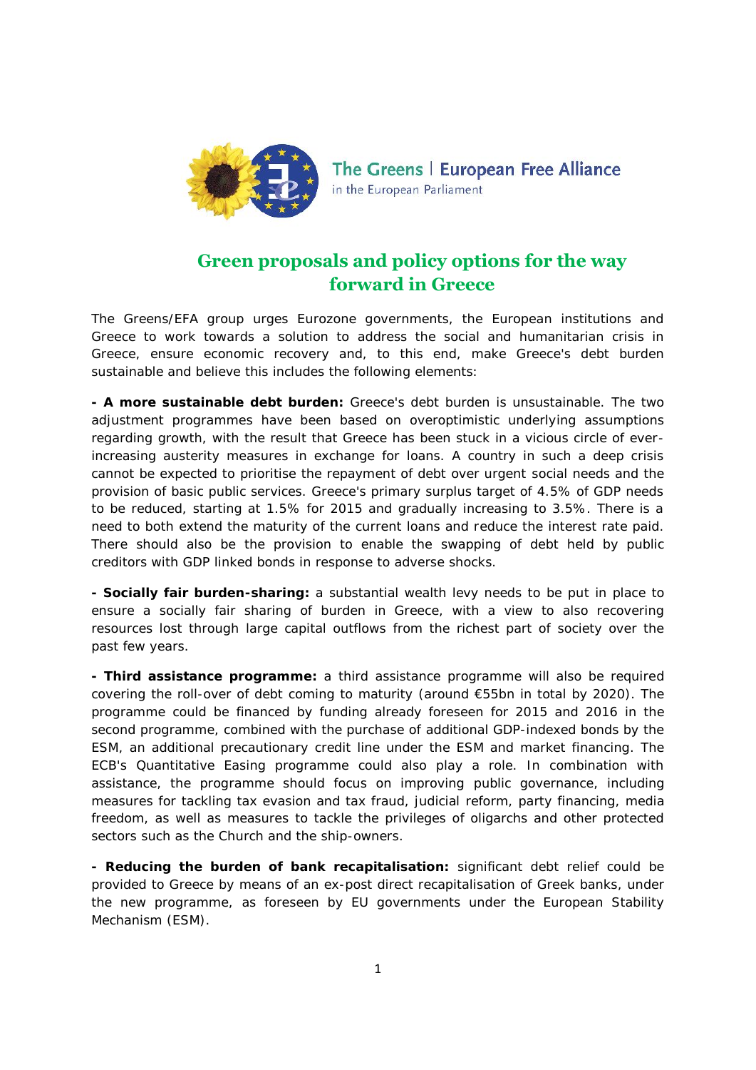The Greens | European Free Alliance
in the European Parliament

# Green proposals and policy options for the way forward in Greece

The Greens/EFA group urges Eurozone governments, the European institutions and Greece to work towards a solution to address the social and humanitarian crisis in Greece, ensure economic recovery and, to this end, make Greece's debt burden sustainable and believe this includes the following elements:

**- A more sustainable debt burden:** Greece's debt burden is unsustainable. The two adjustment programmes have been based on overoptimistic underlying assumptions regarding growth, with the result that Greece has been stuck in a vicious circle of ever-increasing austerity measures in exchange for loans. A country in such a deep crisis cannot be expected to prioritise the repayment of debt over urgent social needs and the provision of basic public services. Greece's primary surplus target of 4.5% of GDP needs to be reduced, starting at 1.5% for 2015 and gradually increasing to 3.5%. There is a need to both extend the maturity of the current loans and reduce the interest rate paid. There should also be the provision to enable the swapping of debt held by public creditors with GDP linked bonds in response to adverse shocks.

**- Socially fair burden-sharing:** a substantial wealth levy needs to be put in place to ensure a socially fair sharing of burden in Greece, with a view to also recovering resources lost through large capital outflows from the richest part of society over the past few years.

**- Third assistance programme:** a third assistance programme will also be required covering the roll-over of debt coming to maturity (around €55bn in total by 2020). The programme could be financed by funding already foreseen for 2015 and 2016 in the second programme, combined with the purchase of additional GDP-indexed bonds by the ESM, an additional precautionary credit line under the ESM and market financing. The ECB's Quantitative Easing programme could also play a role. In combination with assistance, the programme should focus on improving public governance, including measures for tackling tax evasion and tax fraud, judicial reform, party financing, media freedom, as well as measures to tackle the privileges of oligarchs and other protected sectors such as the Church and the ship-owners.

**- Reducing the burden of bank recapitalisation:** significant debt relief could be provided to Greece by means of an ex-post direct recapitalisation of Greek banks, under the new programme, as foreseen by EU governments under the European Stability Mechanism (ESM).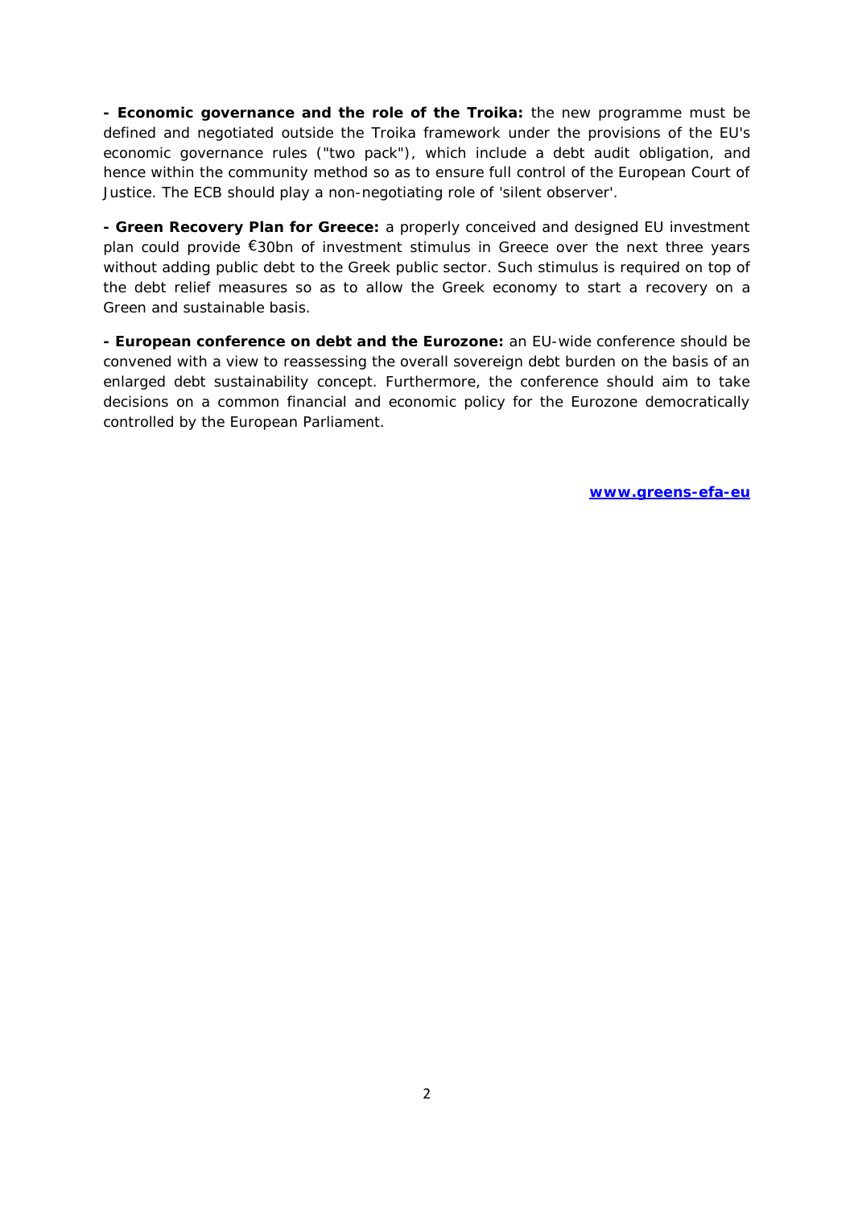**- Economic governance and the role of the Troika:** the new programme must be defined and negotiated outside the Troika framework under the provisions of the EU's economic governance rules ("two pack"), which include a debt audit obligation, and hence within the community method so as to ensure full control of the European Court of Justice. The ECB should play a non-negotiating role of 'silent observer'.

**- Green Recovery Plan for Greece:** a properly conceived and designed EU investment plan could provide €30bn of investment stimulus in Greece over the next three years without adding public debt to the Greek public sector. Such stimulus is required on top of the debt relief measures so as to allow the Greek economy to start a recovery on a Green and sustainable basis.

**- European conference on debt and the Eurozone:** an EU-wide conference should be convened with a view to reassessing the overall sovereign debt burden on the basis of an enlarged debt sustainability concept. Furthermore, the conference should aim to take decisions on a common financial and economic policy for the Eurozone democratically controlled by the European Parliament.

**www.greens-efa-eu**